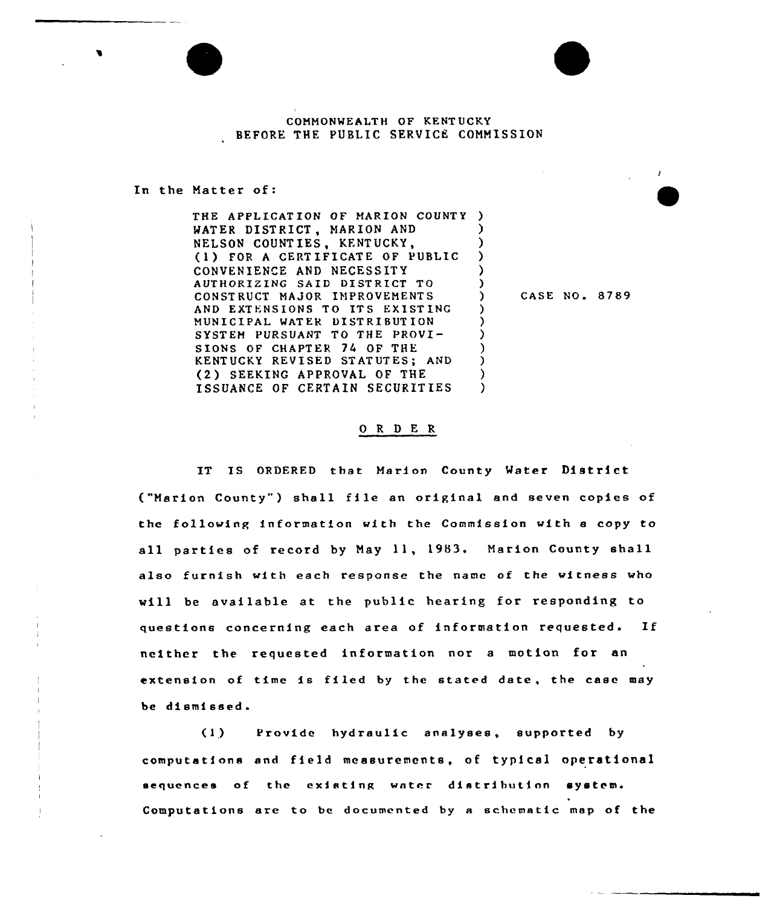COMMONWEALTH OF KENTUCKY
BEFORE THE PUBLIC SERVICE COMMISSION

In the Matter of:

THE APPLICATION OF MARION COUNTY WATER DISTRICT, MARION AND NELSON COUNTIES, KENTUCKY, (1) FOR A CERTIFICATE OF PUBLIC CONVENIENCE AND NECESSITY AUTHORIZING SAID DISTRICT TO CONSTRUCT MAJOR IMPROVEMENTS AND EXTENSIONS TO ITS EXISTING MUNICIPAL WATER DISTRIBUTION SYSTEM PURSUANT TO THE PROVISIONS OF CHAPTER 74 OF THE KENTUCKY REVISED STATUTES; AND (2) SEEKING APPROVAL OF THE ISSUANCE OF CERTAIN SECURITIES

CASE NO. 8789

## ORDER

IT IS ORDERED that Marion County Water District ("Marion County") shall file an original and seven copies of the following information with the Commission with a copy to all parties of record by May 11, 1983. Marion County shall also furnish with each response the name of the witness who will be available at the public hearing for responding to questions concerning each area of information requested. If neither the requested information nor a motion for an extension of time is filed by the stated date, the case may be dismissed.

(1) Provide hydraulic analyses, supported by computations and field measurements, of typical operational sequences of the existing water distribution system. Computations are to be documented by a schematic map of the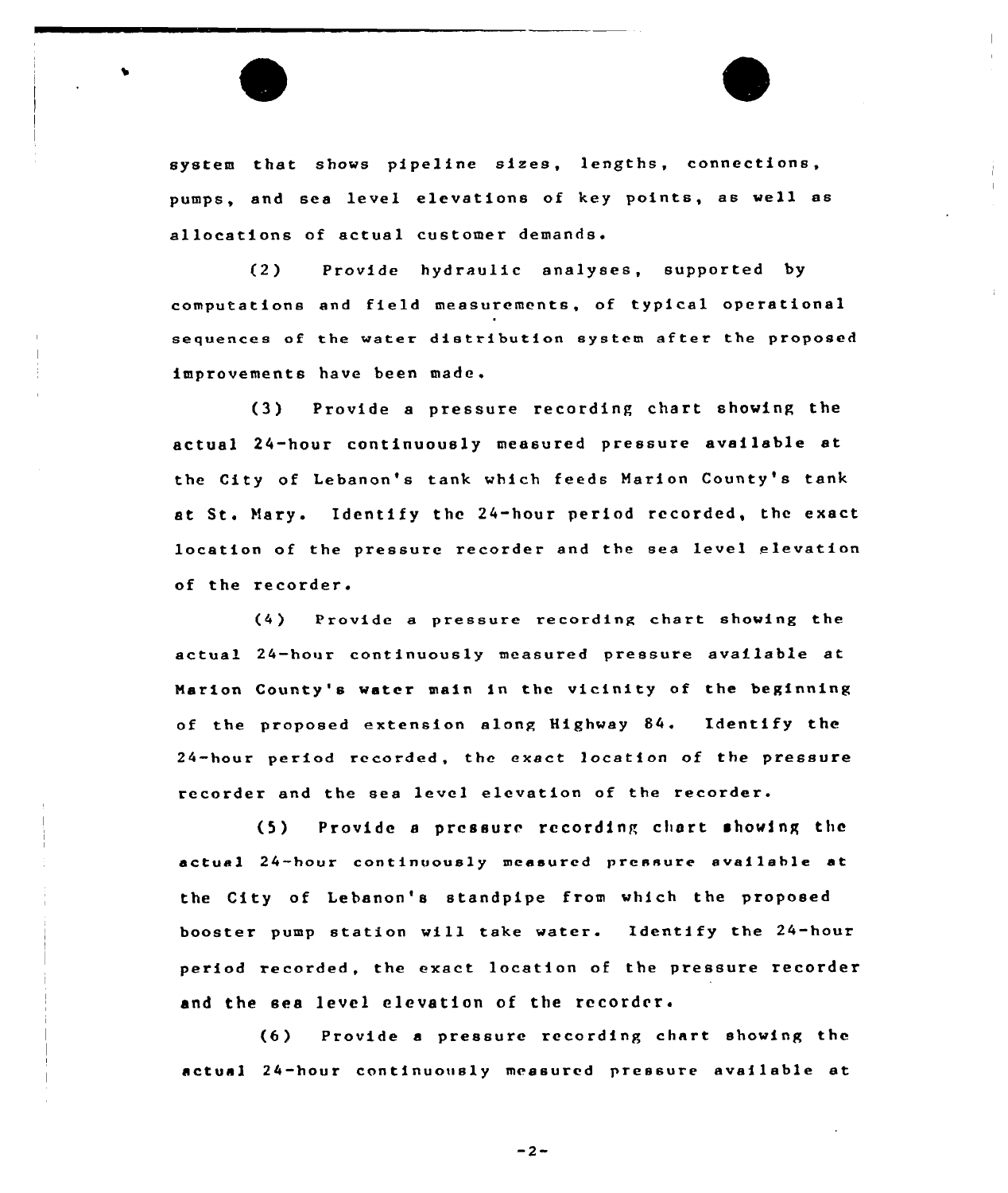system that shows pipeline sizes, lengths, connections, pumps, and sea level elevations of key points, as well as allocations of actual customer demands.

(2) Provide hydraulic analyses, supported by computations and field measurements, of typical operational sequences of the water distribution system after the proposed improvements have been made.

(3) Provide a pressure recording chart showing the actual 24-hour continuously measured pressure available at the City of Lebanon's tank which feeds Marion County's tank at St. Mary. Identify the 24-hour period recorded, the exact location of the pressure recorder and the sea level elevation of the recorder.

(4) Provide a pressure recording chart showing the actual 24-hour continuously measured pressure available at Marion County's water main in the vicinity of the beginning of the proposed extension along Highway 84. Identify the 24-hour period recorded, the exact location of the pressure recorder and the sea level elevation of the recorder.

(5) Provide a pressure recording chart showing the actual 24-hour continuously measured pressure available at the City of Lebanon's standpipe from which the proposed booster pump station will take water. Identify the 24-hour period recorded, the exact location of the pressure recorder and the sea level elevation of the recorder.

(6) Provide a pressure recording chart showing the actual 24-hour continuously measured pressure available at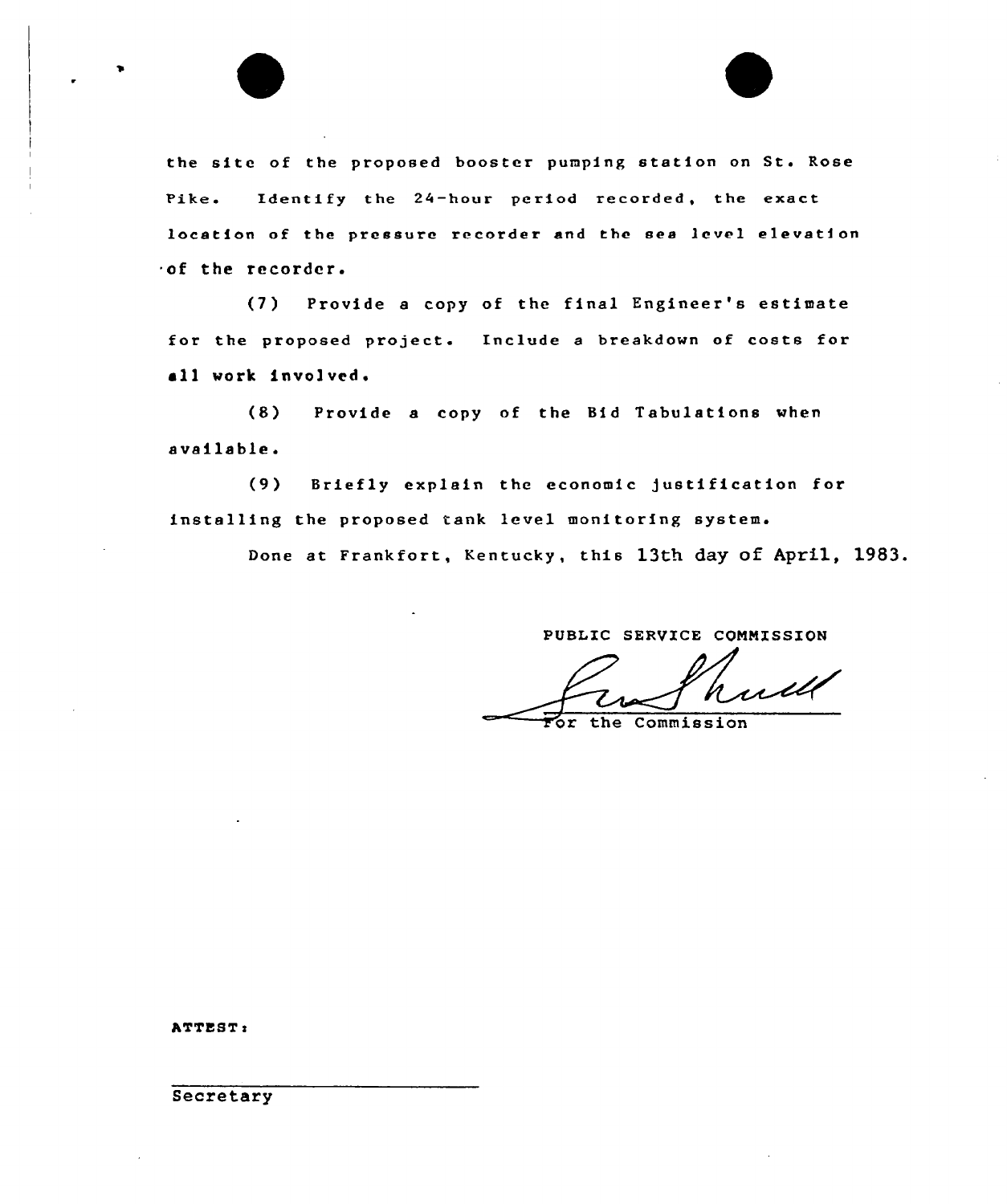the site of the proposed booster pumping station on St. Rose Pike. Identify the 24-hour period recorded, the exact location of the pressure recorder and the sea level elevation of the recorder.

(7) Provide a copy of the final Engineer's estimate for the proposed project. Include a breakdown of costs for all work involved.

(8) Provide a copy of the Bid Tabulations when available.

(9) Briefly explain the economic justification for installing the proposed tank level monitoring system.

Done at Frankfort, Kentucky, this 13th day of April, 1983.

PUBLIC SERVICE COMMISSION

For the Commission

ATTEST:

Secretary